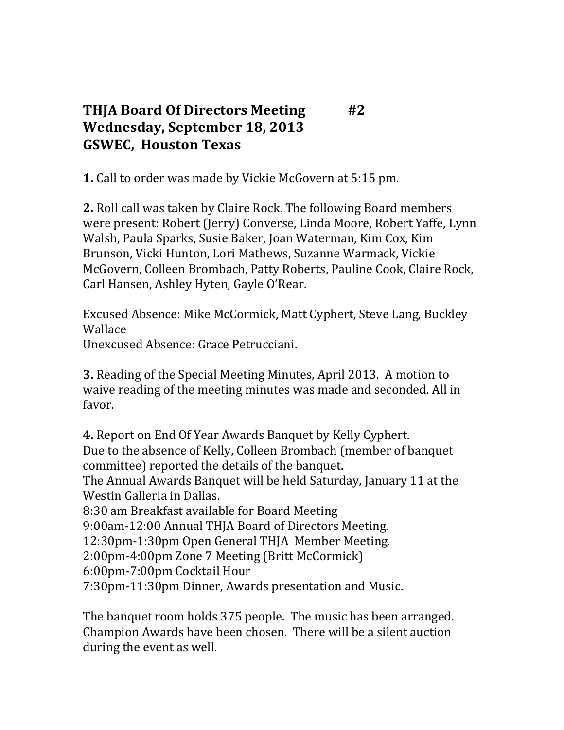# THJA Board Of Directors Meeting #2
# Wednesday, September 18, 2013
# GSWEC, Houston Texas

**1.** Call to order was made by Vickie McGovern at 5:15 pm.

**2.** Roll call was taken by Claire Rock. The following Board members were present: Robert (Jerry) Converse, Linda Moore, Robert Yaffe, Lynn Walsh, Paula Sparks, Susie Baker, Joan Waterman, Kim Cox, Kim Brunson, Vicki Hunton, Lori Mathews, Suzanne Warmack, Vickie McGovern, Colleen Brombach, Patty Roberts, Pauline Cook, Claire Rock, Carl Hansen, Ashley Hyten, Gayle O'Rear.

Excused Absence: Mike McCormick, Matt Cyphert, Steve Lang, Buckley Wallace
Unexcused Absence: Grace Petrucciani.

**3.** Reading of the Special Meeting Minutes, April 2013. A motion to waive reading of the meeting minutes was made and seconded. All in favor.

**4.** Report on End Of Year Awards Banquet by Kelly Cyphert.
Due to the absence of Kelly, Colleen Brombach (member of banquet committee) reported the details of the banquet.
The Annual Awards Banquet will be held Saturday, January 11 at the Westin Galleria in Dallas.
8:30 am Breakfast available for Board Meeting
9:00am-12:00 Annual THJA Board of Directors Meeting.
12:30pm-1:30pm Open General THJA Member Meeting.
2:00pm-4:00pm Zone 7 Meeting (Britt McCormick)
6:00pm-7:00pm Cocktail Hour
7:30pm-11:30pm Dinner, Awards presentation and Music.

The banquet room holds 375 people. The music has been arranged. Champion Awards have been chosen. There will be a silent auction during the event as well.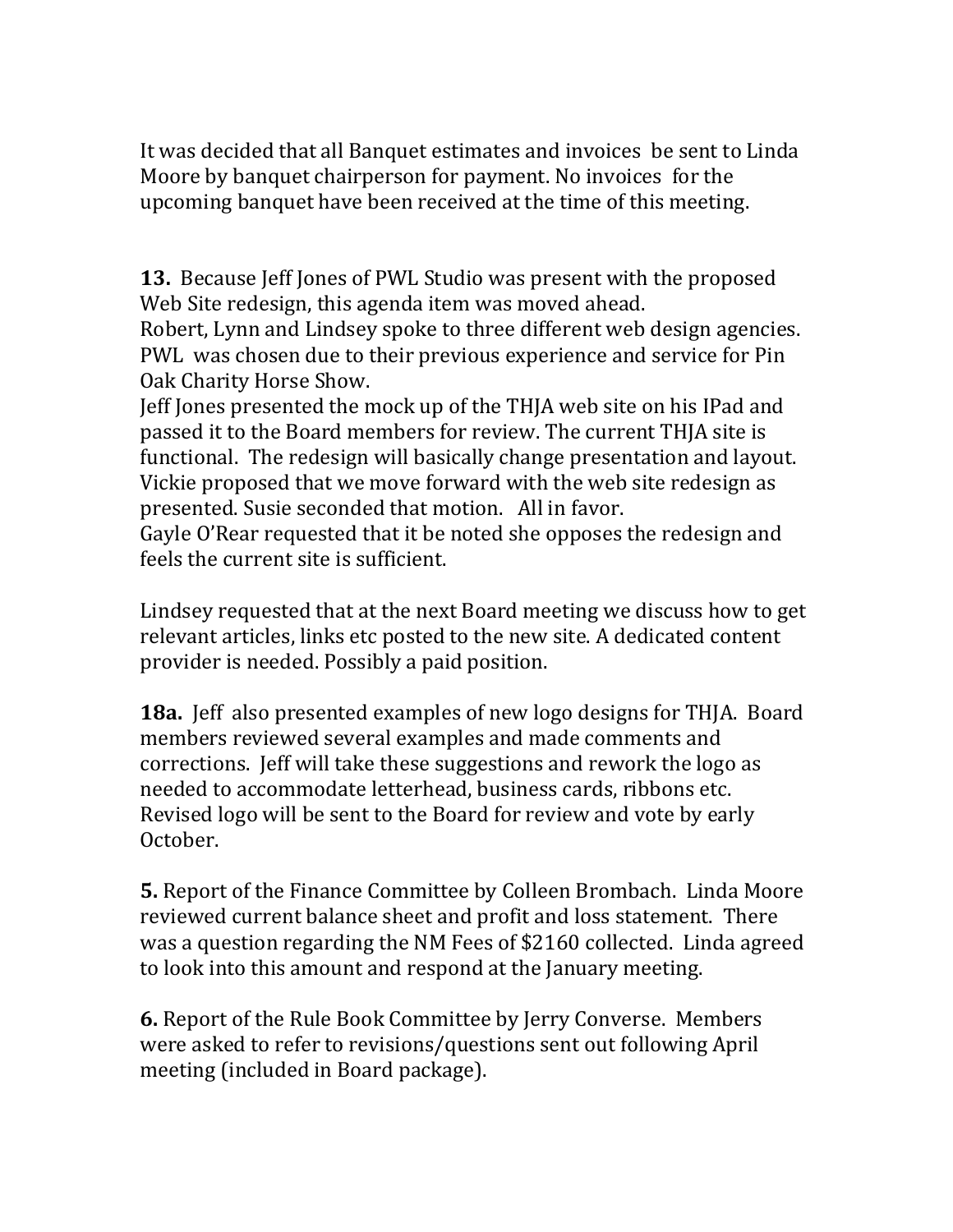It was decided that all Banquet estimates and invoices be sent to Linda Moore by banquet chairperson for payment. No invoices for the upcoming banquet have been received at the time of this meeting.

**13.** Because Jeff Jones of PWL Studio was present with the proposed Web Site redesign, this agenda item was moved ahead.
Robert, Lynn and Lindsey spoke to three different web design agencies. PWL was chosen due to their previous experience and service for Pin Oak Charity Horse Show.
Jeff Jones presented the mock up of the THJA web site on his IPad and passed it to the Board members for review. The current THJA site is functional. The redesign will basically change presentation and layout.
Vickie proposed that we move forward with the web site redesign as presented. Susie seconded that motion. All in favor.
Gayle O'Rear requested that it be noted she opposes the redesign and feels the current site is sufficient.

Lindsey requested that at the next Board meeting we discuss how to get relevant articles, links etc posted to the new site. A dedicated content provider is needed. Possibly a paid position.

**18a.** Jeff also presented examples of new logo designs for THJA. Board members reviewed several examples and made comments and corrections. Jeff will take these suggestions and rework the logo as needed to accommodate letterhead, business cards, ribbons etc. Revised logo will be sent to the Board for review and vote by early October.

**5.** Report of the Finance Committee by Colleen Brombach. Linda Moore reviewed current balance sheet and profit and loss statement. There was a question regarding the NM Fees of $2160 collected. Linda agreed to look into this amount and respond at the January meeting.

**6.** Report of the Rule Book Committee by Jerry Converse. Members were asked to refer to revisions/questions sent out following April meeting (included in Board package).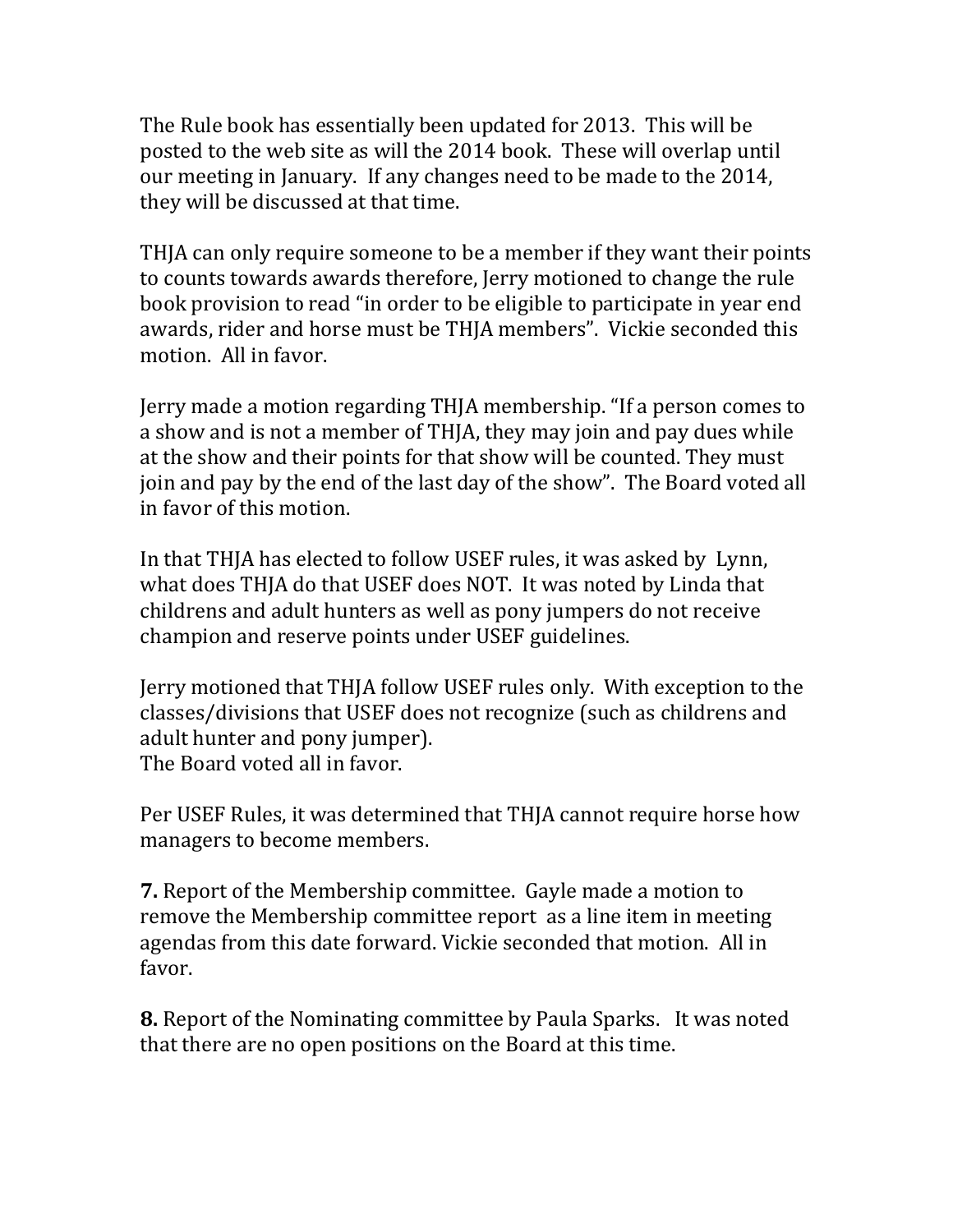The Rule book has essentially been updated for 2013. This will be posted to the web site as will the 2014 book. These will overlap until our meeting in January. If any changes need to be made to the 2014, they will be discussed at that time.

THJA can only require someone to be a member if they want their points to counts towards awards therefore, Jerry motioned to change the rule book provision to read "in order to be eligible to participate in year end awards, rider and horse must be THJA members". Vickie seconded this motion. All in favor.

Jerry made a motion regarding THJA membership. "If a person comes to a show and is not a member of THJA, they may join and pay dues while at the show and their points for that show will be counted. They must join and pay by the end of the last day of the show". The Board voted all in favor of this motion.

In that THJA has elected to follow USEF rules, it was asked by Lynn, what does THJA do that USEF does NOT. It was noted by Linda that childrens and adult hunters as well as pony jumpers do not receive champion and reserve points under USEF guidelines.

Jerry motioned that THJA follow USEF rules only. With exception to the classes/divisions that USEF does not recognize (such as childrens and adult hunter and pony jumper).
The Board voted all in favor.

Per USEF Rules, it was determined that THJA cannot require horse how managers to become members.

**7.** Report of the Membership committee. Gayle made a motion to remove the Membership committee report as a line item in meeting agendas from this date forward. Vickie seconded that motion. All in favor.

**8.** Report of the Nominating committee by Paula Sparks. It was noted that there are no open positions on the Board at this time.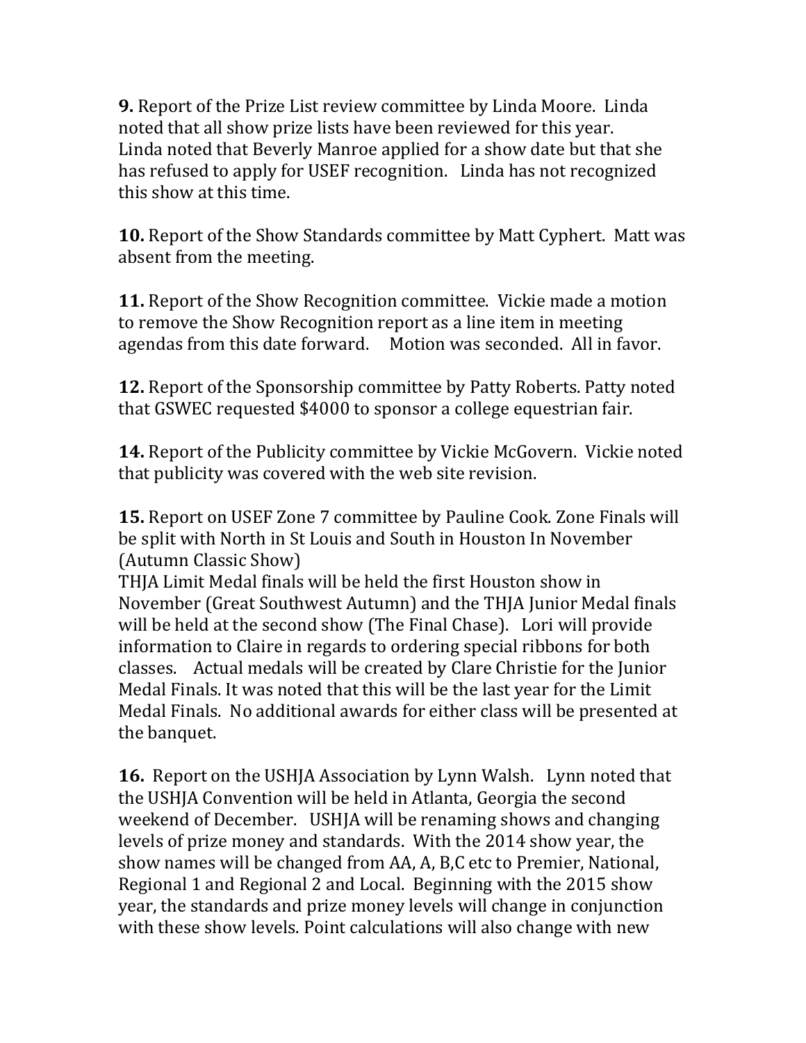**9.** Report of the Prize List review committee by Linda Moore. Linda noted that all show prize lists have been reviewed for this year. Linda noted that Beverly Manroe applied for a show date but that she has refused to apply for USEF recognition. Linda has not recognized this show at this time.

**10.** Report of the Show Standards committee by Matt Cyphert. Matt was absent from the meeting.

**11.** Report of the Show Recognition committee. Vickie made a motion to remove the Show Recognition report as a line item in meeting agendas from this date forward. Motion was seconded. All in favor.

**12.** Report of the Sponsorship committee by Patty Roberts. Patty noted that GSWEC requested $4000 to sponsor a college equestrian fair.

**14.** Report of the Publicity committee by Vickie McGovern. Vickie noted that publicity was covered with the web site revision.

**15.** Report on USEF Zone 7 committee by Pauline Cook. Zone Finals will be split with North in St Louis and South in Houston In November (Autumn Classic Show)
THJA Limit Medal finals will be held the first Houston show in November (Great Southwest Autumn) and the THJA Junior Medal finals will be held at the second show (The Final Chase). Lori will provide information to Claire in regards to ordering special ribbons for both classes. Actual medals will be created by Clare Christie for the Junior Medal Finals. It was noted that this will be the last year for the Limit Medal Finals. No additional awards for either class will be presented at the banquet.

**16.** Report on the USHJA Association by Lynn Walsh. Lynn noted that the USHJA Convention will be held in Atlanta, Georgia the second weekend of December. USHJA will be renaming shows and changing levels of prize money and standards. With the 2014 show year, the show names will be changed from AA, A, B,C etc to Premier, National, Regional 1 and Regional 2 and Local. Beginning with the 2015 show year, the standards and prize money levels will change in conjunction with these show levels. Point calculations will also change with new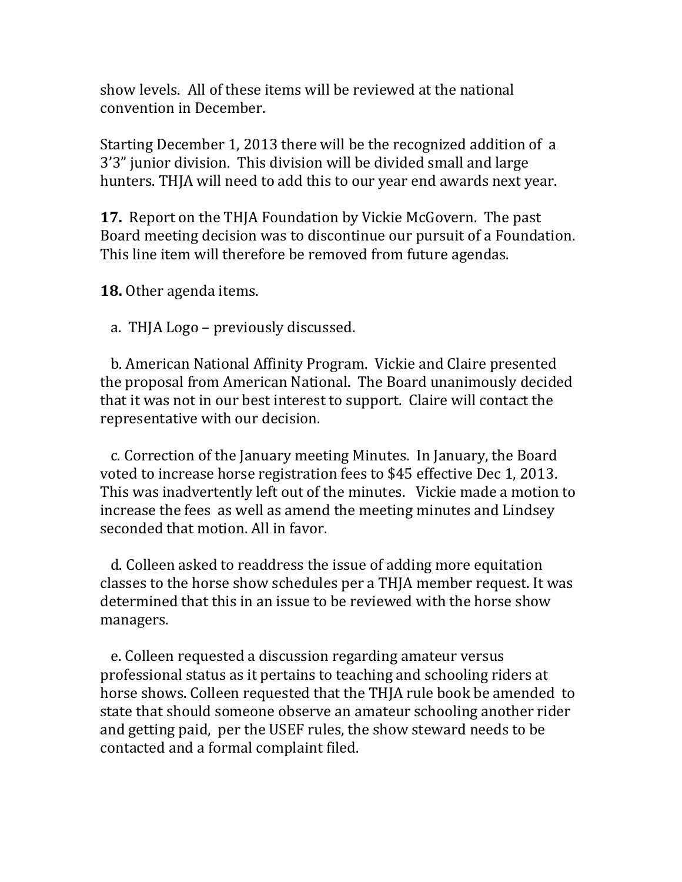show levels. All of these items will be reviewed at the national convention in December.

Starting December 1, 2013 there will be the recognized addition of a 3'3" junior division. This division will be divided small and large hunters. THJA will need to add this to our year end awards next year.

**17.** Report on the THJA Foundation by Vickie McGovern. The past Board meeting decision was to discontinue our pursuit of a Foundation. This line item will therefore be removed from future agendas.

**18.** Other agenda items.

a. THJA Logo – previously discussed.

b. American National Affinity Program. Vickie and Claire presented the proposal from American National. The Board unanimously decided that it was not in our best interest to support. Claire will contact the representative with our decision.

c. Correction of the January meeting Minutes. In January, the Board voted to increase horse registration fees to $45 effective Dec 1, 2013. This was inadvertently left out of the minutes. Vickie made a motion to increase the fees as well as amend the meeting minutes and Lindsey seconded that motion. All in favor.

d. Colleen asked to readdress the issue of adding more equitation classes to the horse show schedules per a THJA member request. It was determined that this in an issue to be reviewed with the horse show managers.

e. Colleen requested a discussion regarding amateur versus professional status as it pertains to teaching and schooling riders at horse shows. Colleen requested that the THJA rule book be amended to state that should someone observe an amateur schooling another rider and getting paid, per the USEF rules, the show steward needs to be contacted and a formal complaint filed.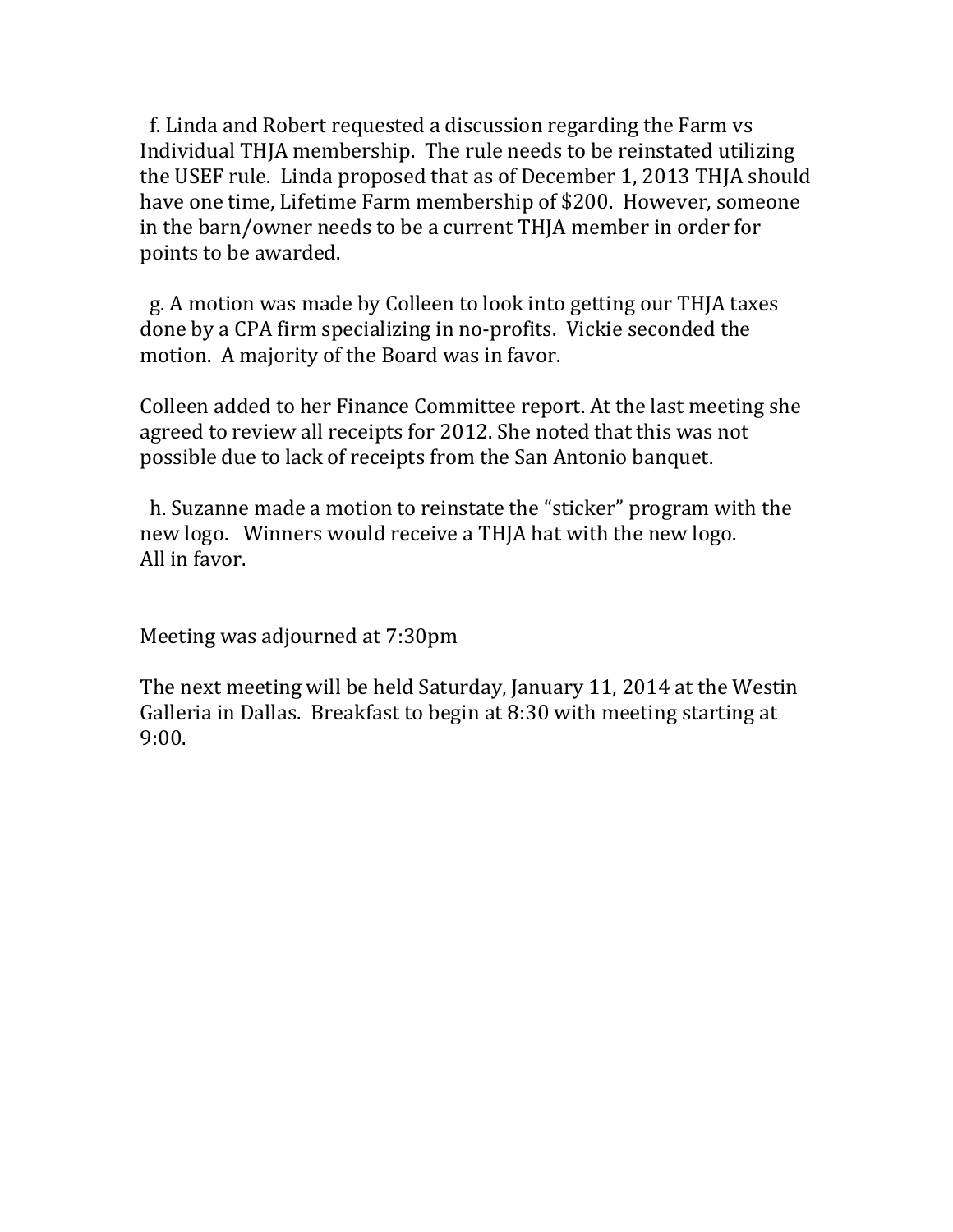f. Linda and Robert requested a discussion regarding the Farm vs Individual THJA membership. The rule needs to be reinstated utilizing the USEF rule. Linda proposed that as of December 1, 2013 THJA should have one time, Lifetime Farm membership of $200. However, someone in the barn/owner needs to be a current THJA member in order for points to be awarded.

g. A motion was made by Colleen to look into getting our THJA taxes done by a CPA firm specializing in no-profits. Vickie seconded the motion. A majority of the Board was in favor.

Colleen added to her Finance Committee report. At the last meeting she agreed to review all receipts for 2012. She noted that this was not possible due to lack of receipts from the San Antonio banquet.

h. Suzanne made a motion to reinstate the "sticker" program with the new logo. Winners would receive a THJA hat with the new logo. All in favor.

Meeting was adjourned at 7:30pm

The next meeting will be held Saturday, January 11, 2014 at the Westin Galleria in Dallas. Breakfast to begin at 8:30 with meeting starting at 9:00.